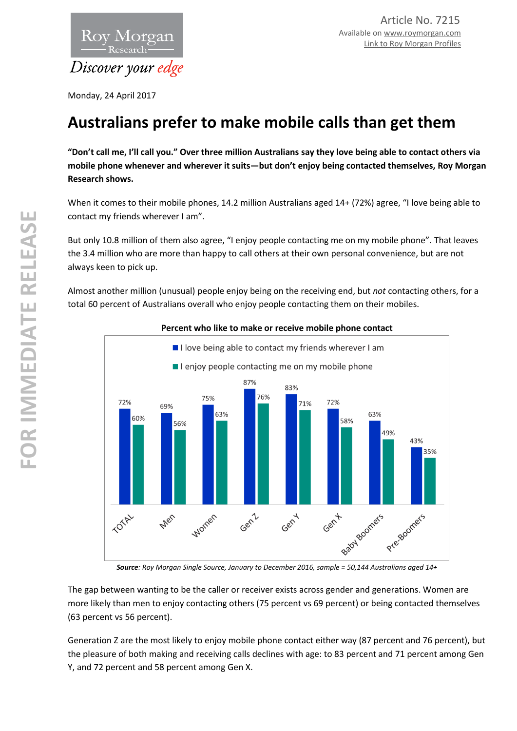Roy Morgan Research

*Discover your edge*

Article No. 7215
Available on www.roymorgan.com
Link to Roy Morgan Profiles

FOR IMMEDIATE RELEASE

Monday, 24 April 2017

# Australians prefer to make mobile calls than get them

**"Don't call me, I'll call you." Over three million Australians say they love being able to contact others via mobile phone whenever and wherever it suits—but don't enjoy being contacted themselves, Roy Morgan Research shows.**

When it comes to their mobile phones, 14.2 million Australians aged 14+ (72%) agree, "I love being able to contact my friends wherever I am".

But only 10.8 million of them also agree, "I enjoy people contacting me on my mobile phone". That leaves the 3.4 million who are more than happy to call others at their own personal convenience, but are not always keen to pick up.

Almost another million (unusual) people enjoy being on the receiving end, but *not* contacting others, for a total 60 percent of Australians overall who enjoy people contacting them on their mobiles.

**Percent who like to make or receive mobile phone contact**

| | I love being able to contact my friends wherever I am | I enjoy people contacting me on my mobile phone |
|---|---|---|
| TOTAL | 72% | 60% |
| Men | 69% | 56% |
| Women | 75% | 63% |
| Gen Z | 87% | 76% |
| Gen Y | 83% | 71% |
| Gen X | 72% | 58% |
| Baby Boomers | 63% | 49% |
| Pre-Boomers | 43% | 35% |

***Source**: Roy Morgan Single Source, January to December 2016, sample = 50,144 Australians aged 14+*

The gap between wanting to be the caller or receiver exists across gender and generations. Women are more likely than men to enjoy contacting others (75 percent vs 69 percent) or being contacted themselves (63 percent vs 56 percent).

Generation Z are the most likely to enjoy mobile phone contact either way (87 percent and 76 percent), but the pleasure of both making and receiving calls declines with age: to 83 percent and 71 percent among Gen Y, and 72 percent and 58 percent among Gen X.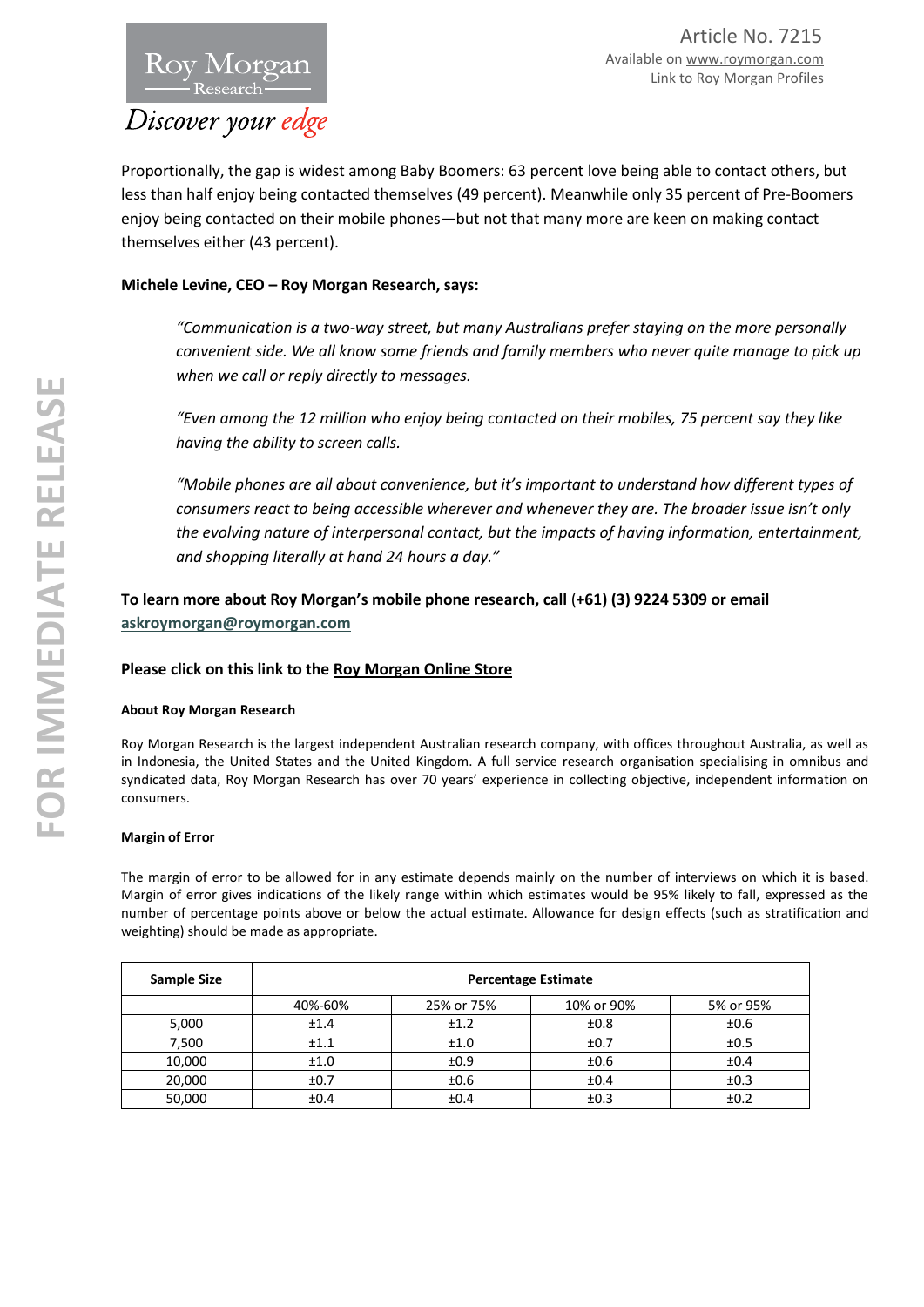Proportionally, the gap is widest among Baby Boomers: 63 percent love being able to contact others, but less than half enjoy being contacted themselves (49 percent). Meanwhile only 35 percent of Pre-Boomers enjoy being contacted on their mobile phones—but not that many more are keen on making contact themselves either (43 percent).

**Michele Levine, CEO – Roy Morgan Research, says:**

> *"Communication is a two-way street, but many Australians prefer staying on the more personally convenient side. We all know some friends and family members who never quite manage to pick up when we call or reply directly to messages.*
>
> *"Even among the 12 million who enjoy being contacted on their mobiles, 75 percent say they like having the ability to screen calls.*
>
> *"Mobile phones are all about convenience, but it's important to understand how different types of consumers react to being accessible wherever and whenever they are. The broader issue isn't only the evolving nature of interpersonal contact, but the impacts of having information, entertainment, and shopping literally at hand 24 hours a day."*

**To learn more about Roy Morgan's mobile phone research, call (+61) (3) 9224 5309 or email askroymorgan@roymorgan.com**

**Please click on this link to the Roy Morgan Online Store**

#### About Roy Morgan Research

Roy Morgan Research is the largest independent Australian research company, with offices throughout Australia, as well as in Indonesia, the United States and the United Kingdom. A full service research organisation specialising in omnibus and syndicated data, Roy Morgan Research has over 70 years' experience in collecting objective, independent information on consumers.

#### Margin of Error

The margin of error to be allowed for in any estimate depends mainly on the number of interviews on which it is based. Margin of error gives indications of the likely range within which estimates would be 95% likely to fall, expressed as the number of percentage points above or below the actual estimate. Allowance for design effects (such as stratification and weighting) should be made as appropriate.

| Sample Size | Percentage Estimate | | | |
|---|---|---|---|---|
| | 40%-60% | 25% or 75% | 10% or 90% | 5% or 95% |
| 5,000 | ±1.4 | ±1.2 | ±0.8 | ±0.6 |
| 7,500 | ±1.1 | ±1.0 | ±0.7 | ±0.5 |
| 10,000 | ±1.0 | ±0.9 | ±0.6 | ±0.4 |
| 20,000 | ±0.7 | ±0.6 | ±0.4 | ±0.3 |
| 50,000 | ±0.4 | ±0.4 | ±0.3 | ±0.2 |